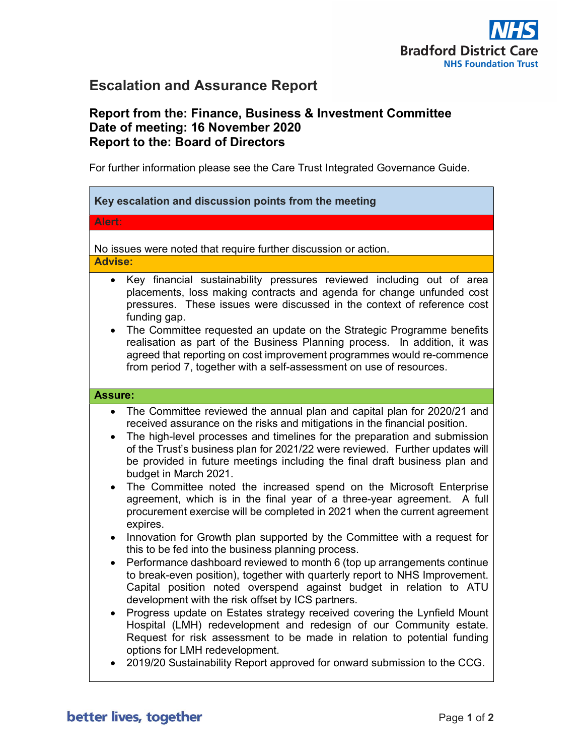# Escalation and Assurance Report

## Report from the: Finance, Business & Investment Committee
## Date of meeting: 16 November 2020
## Report to the: Board of Directors

For further information please see the Care Trust Integrated Governance Guide.

**Key escalation and discussion points from the meeting**

**Alert:**

No issues were noted that require further discussion or action.

**Advise:**

- Key financial sustainability pressures reviewed including out of area placements, loss making contracts and agenda for change unfunded cost pressures. These issues were discussed in the context of reference cost funding gap.
- The Committee requested an update on the Strategic Programme benefits realisation as part of the Business Planning process. In addition, it was agreed that reporting on cost improvement programmes would re-commence from period 7, together with a self-assessment on use of resources.

**Assure:**

- The Committee reviewed the annual plan and capital plan for 2020/21 and received assurance on the risks and mitigations in the financial position.
- The high-level processes and timelines for the preparation and submission of the Trust's business plan for 2021/22 were reviewed. Further updates will be provided in future meetings including the final draft business plan and budget in March 2021.
- The Committee noted the increased spend on the Microsoft Enterprise agreement, which is in the final year of a three-year agreement. A full procurement exercise will be completed in 2021 when the current agreement expires.
- Innovation for Growth plan supported by the Committee with a request for this to be fed into the business planning process.
- Performance dashboard reviewed to month 6 (top up arrangements continue to break-even position), together with quarterly report to NHS Improvement. Capital position noted overspend against budget in relation to ATU development with the risk offset by ICS partners.
- Progress update on Estates strategy received covering the Lynfield Mount Hospital (LMH) redevelopment and redesign of our Community estate. Request for risk assessment to be made in relation to potential funding options for LMH redevelopment.
- 2019/20 Sustainability Report approved for onward submission to the CCG.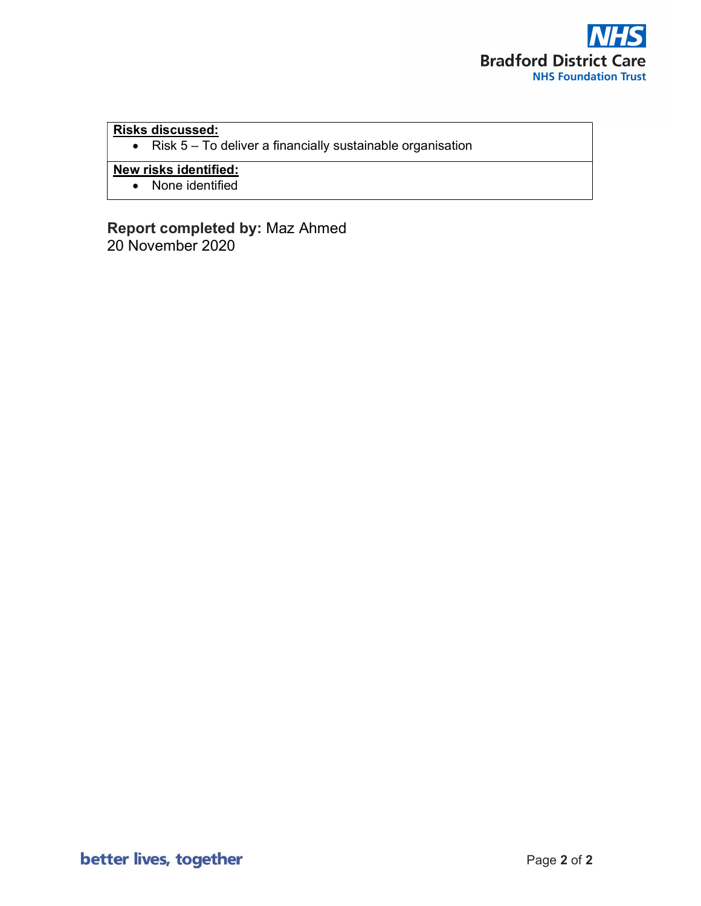| |
|---|
| **Risks discussed:**<br>• Risk 5 – To deliver a financially sustainable organisation |
| **New risks identified:**<br>• None identified |

**Report completed by:** Maz Ahmed
20 November 2020